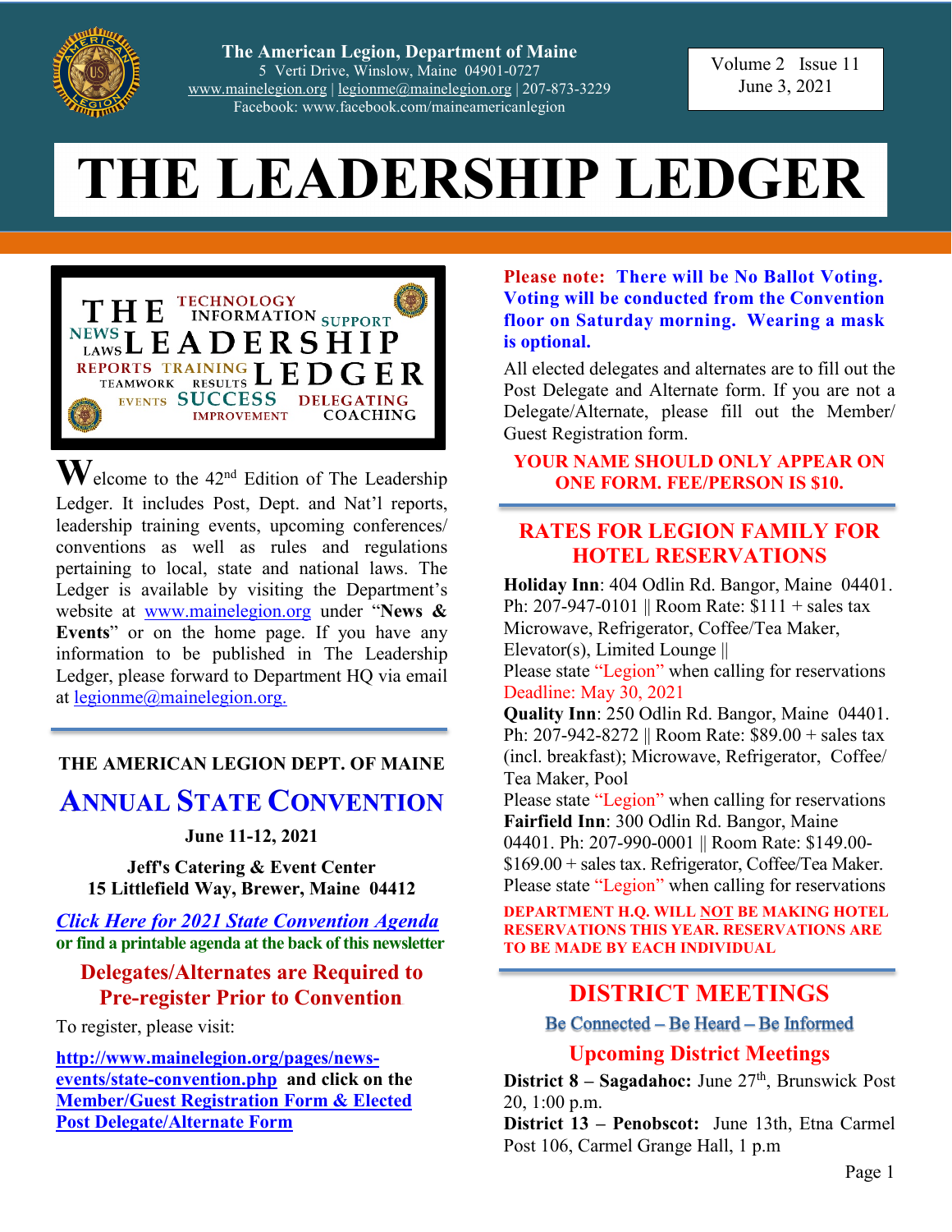# The American Legion, Department of Maine

5 Verti Drive, Winslow, Maine 04901-0727
www.mainelegion.org | legionme@mainelegion.org | 207-873-3229
Facebook: www.facebook.com/maineamericanlegion

Volume 2 Issue 11
June 3, 2021

# THE LEADERSHIP LEDGER

Welcome to the 42nd Edition of The Leadership Ledger. It includes Post, Dept. and Nat'l reports, leadership training events, upcoming conferences/conventions as well as rules and regulations pertaining to local, state and national laws. The Ledger is available by visiting the Department's website at www.mainelegion.org under "**News & Events**" or on the home page. If you have any information to be published in The Leadership Ledger, please forward to Department HQ via email at legionme@mainelegion.org.

---

**THE AMERICAN LEGION DEPT. OF MAINE**

## ANNUAL STATE CONVENTION

**June 11-12, 2021**

**Jeff's Catering & Event Center**
**15 Littlefield Way, Brewer, Maine 04412**

***Click Here for 2021 State Convention Agenda***
**or find a printable agenda at the back of this newsletter**

### Delegates/Alternates are Required to Pre-register Prior to Convention

To register, please visit:

**http://www.mainelegion.org/pages/news-events/state-convention.php and click on the Member/Guest Registration Form & Elected Post Delegate/Alternate Form**

**Please note: There will be No Ballot Voting. Voting will be conducted from the Convention floor on Saturday morning. Wearing a mask is optional.**

All elected delegates and alternates are to fill out the Post Delegate and Alternate form. If you are not a Delegate/Alternate, please fill out the Member/Guest Registration form.

**YOUR NAME SHOULD ONLY APPEAR ON ONE FORM. FEE/PERSON IS $10.**

---

## RATES FOR LEGION FAMILY FOR HOTEL RESERVATIONS

**Holiday Inn**: 404 Odlin Rd. Bangor, Maine 04401. Ph: 207-947-0101 || Room Rate: $111 + sales tax Microwave, Refrigerator, Coffee/Tea Maker, Elevator(s), Limited Lounge ||
Please state "Legion" when calling for reservations
Deadline: May 30, 2021

**Quality Inn**: 250 Odlin Rd. Bangor, Maine 04401. Ph: 207-942-8272 || Room Rate: $89.00 + sales tax (incl. breakfast); Microwave, Refrigerator, Coffee/Tea Maker, Pool
Please state "Legion" when calling for reservations

**Fairfield Inn**: 300 Odlin Rd. Bangor, Maine 04401. Ph: 207-990-0001 || Room Rate: $149.00-$169.00 + sales tax. Refrigerator, Coffee/Tea Maker.
Please state "Legion" when calling for reservations

**DEPARTMENT H.Q. WILL NOT BE MAKING HOTEL RESERVATIONS THIS YEAR. RESERVATIONS ARE TO BE MADE BY EACH INDIVIDUAL**

---

## DISTRICT MEETINGS

**Be Connected – Be Heard – Be Informed**

### Upcoming District Meetings

**District 8 – Sagadahoc:** June 27th, Brunswick Post 20, 1:00 p.m.

**District 13 – Penobscot:** June 13th, Etna Carmel Post 106, Carmel Grange Hall, 1 p.m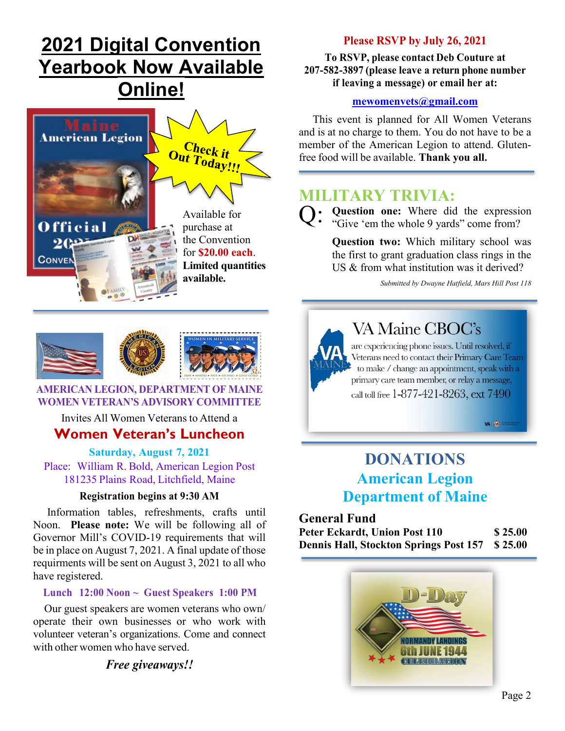# 2021 Digital Convention Yearbook Now Available Online!

Check it Out Today!!!

Available for purchase at the Convention for **$20.00 each**. **Limited quantities available.**

## AMERICAN LEGION, DEPARTMENT OF MAINE WOMEN VETERAN'S ADVISORY COMMITTEE

Invites All Women Veterans to Attend a

## Women Veteran's Luncheon

**Saturday, August 7, 2021**

Place: William R. Bold, American Legion Post 181235 Plains Road, Litchfield, Maine

**Registration begins at 9:30 AM**

Information tables, refreshments, crafts until Noon. **Please note:** We will be following all of Governor Mill's COVID-19 requirements that will be in place on August 7, 2021. A final update of those requirments will be sent on August 3, 2021 to all who have registered.

**Lunch 12:00 Noon ~ Guest Speakers 1:00 PM**

Our guest speakers are women veterans who own/ operate their own businesses or who work with volunteer veteran's organizations. Come and connect with other women who have served.

***Free giveaways!!***

**Please RSVP by July 26, 2021**

**To RSVP, please contact Deb Couture at 207-582-3897 (please leave a return phone number if leaving a message) or email her at:**

**mewomenvets@gmail.com**

This event is planned for All Women Veterans and is at no charge to them. You do not have to be a member of the American Legion to attend. Gluten-free food will be available. **Thank you all.**

## MILITARY TRIVIA:

Q: **Question one:** Where did the expression "Give 'em the whole 9 yards" come from?

**Question two:** Which military school was the first to grant graduation class rings in the US & from what institution was it derived?

*Submitted by Dwayne Hatfield, Mars Hill Post 118*

## VA Maine CBOC's

are experiencing phone issues. Until resolved, if Veterans need to contact their Primary Care Team to make / change an appointment, speak with a primary care team member, or relay a message, call toll free 1-877-421-8263, ext 7490

## DONATIONS
## American Legion Department of Maine

**General Fund**

| | |
|---|---|
| **Peter Eckardt, Union Post 110** | **$ 25.00** |
| **Dennis Hall, Stockton Springs Post 157** | **$ 25.00** |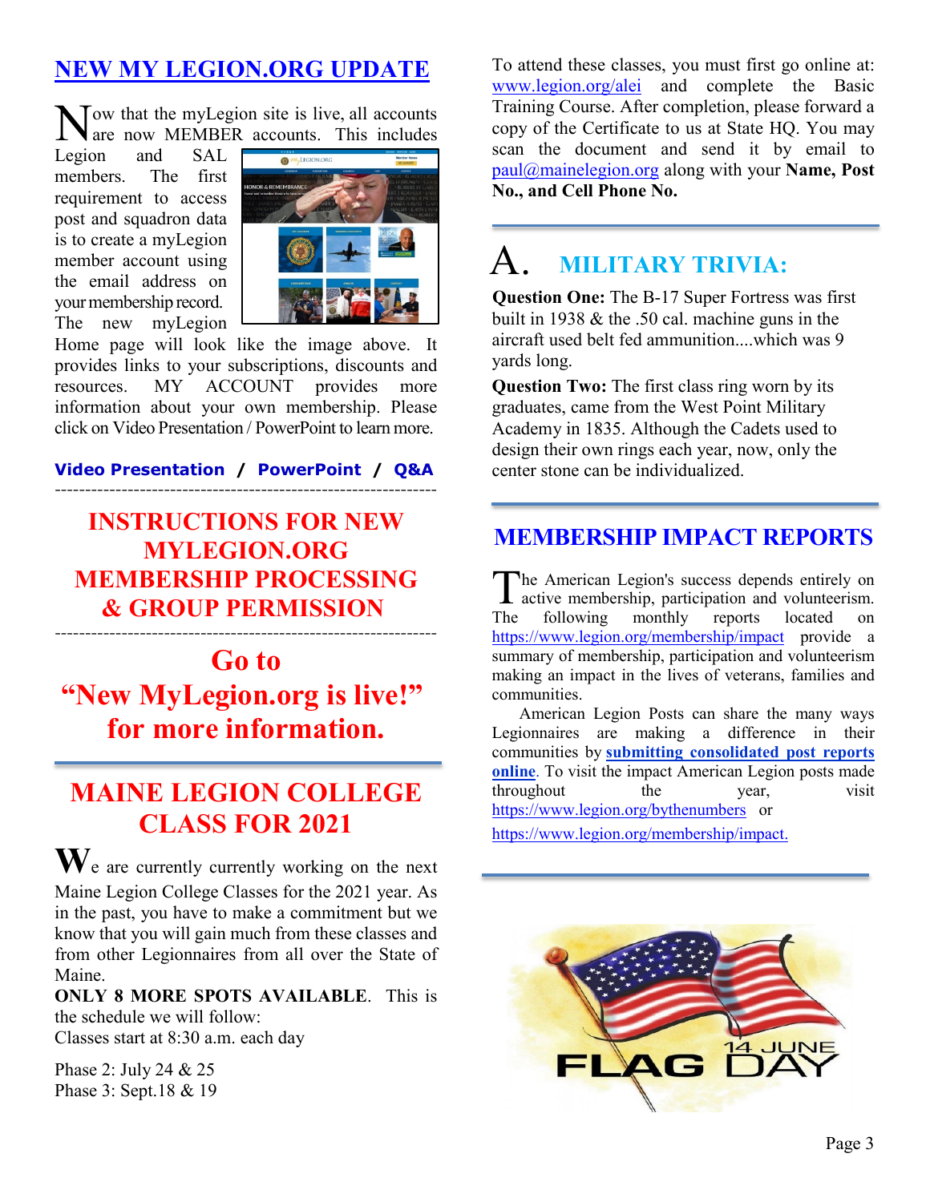## NEW MY LEGION.ORG UPDATE

Now that the myLegion site is live, all accounts are now MEMBER accounts. This includes Legion and SAL members. The first requirement to access post and squadron data is to create a myLegion member account using the email address on your membership record. The new myLegion Home page will look like the image above. It provides links to your subscriptions, discounts and resources. MY ACCOUNT provides more information about your own membership. Please click on Video Presentation / PowerPoint to learn more.

**Video Presentation / PowerPoint / Q&A**

---

## INSTRUCTIONS FOR NEW MYLEGION.ORG MEMBERSHIP PROCESSING & GROUP PERMISSION

---

## Go to "New MyLegion.org is live!" for more information.

## MAINE LEGION COLLEGE CLASS FOR 2021

We are currently currently working on the next Maine Legion College Classes for the 2021 year. As in the past, you have to make a commitment but we know that you will gain much from these classes and from other Legionnaires from all over the State of Maine.

**ONLY 8 MORE SPOTS AVAILABLE**. This is the schedule we will follow:

Classes start at 8:30 a.m. each day

Phase 2: July 24 & 25
Phase 3: Sept.18 & 19

To attend these classes, you must first go online at: www.legion.org/alei and complete the Basic Training Course. After completion, please forward a copy of the Certificate to us at State HQ. You may scan the document and send it by email to paul@mainelegion.org along with your **Name, Post No., and Cell Phone No.**

## A. MILITARY TRIVIA:

**Question One:** The B-17 Super Fortress was first built in 1938 & the .50 cal. machine guns in the aircraft used belt fed ammunition....which was 9 yards long.

**Question Two:** The first class ring worn by its graduates, came from the West Point Military Academy in 1835. Although the Cadets used to design their own rings each year, now, only the center stone can be individualized.

## MEMBERSHIP IMPACT REPORTS

The American Legion's success depends entirely on active membership, participation and volunteerism. The following monthly reports located on https://www.legion.org/membership/impact provide a summary of membership, participation and volunteerism making an impact in the lives of veterans, families and communities.

American Legion Posts can share the many ways Legionnaires are making a difference in their communities by **submitting consolidated post reports online**. To visit the impact American Legion posts made throughout the year, visit https://www.legion.org/bythenumbers or https://www.legion.org/membership/impact.

14 JUNE FLAG DAY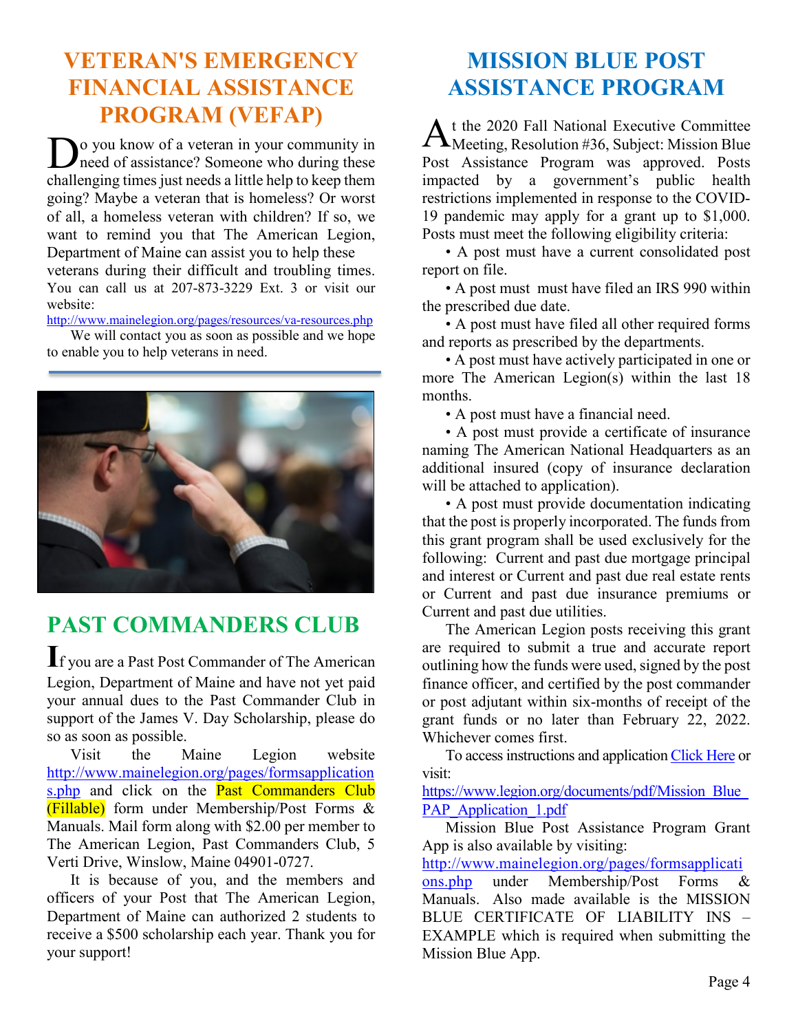# VETERAN'S EMERGENCY FINANCIAL ASSISTANCE PROGRAM (VEFAP)

Do you know of a veteran in your community in need of assistance? Someone who during these challenging times just needs a little help to keep them going? Maybe a veteran that is homeless? Or worst of all, a homeless veteran with children? If so, we want to remind you that The American Legion, Department of Maine can assist you to help these veterans during their difficult and troubling times. You can call us at 207-873-3229 Ext. 3 or visit our website:

http://www.mainelegion.org/pages/resources/va-resources.php

We will contact you as soon as possible and we hope to enable you to help veterans in need.

# PAST COMMANDERS CLUB

If you are a Past Post Commander of The American Legion, Department of Maine and have not yet paid your annual dues to the Past Commander Club in support of the James V. Day Scholarship, please do so as soon as possible.

Visit the Maine Legion website http://www.mainelegion.org/pages/formsapplications.php and click on the Past Commanders Club (Fillable) form under Membership/Post Forms & Manuals. Mail form along with $2.00 per member to The American Legion, Past Commanders Club, 5 Verti Drive, Winslow, Maine 04901-0727.

It is because of you, and the members and officers of your Post that The American Legion, Department of Maine can authorized 2 students to receive a $500 scholarship each year. Thank you for your support!

# MISSION BLUE POST ASSISTANCE PROGRAM

At the 2020 Fall National Executive Committee Meeting, Resolution #36, Subject: Mission Blue Post Assistance Program was approved. Posts impacted by a government's public health restrictions implemented in response to the COVID-19 pandemic may apply for a grant up to $1,000. Posts must meet the following eligibility criteria:

- A post must have a current consolidated post report on file.
- A post must must have filed an IRS 990 within the prescribed due date.
- A post must have filed all other required forms and reports as prescribed by the departments.
- A post must have actively participated in one or more The American Legion(s) within the last 18 months.
- A post must have a financial need.
- A post must provide a certificate of insurance naming The American National Headquarters as an additional insured (copy of insurance declaration will be attached to application).
- A post must provide documentation indicating that the post is properly incorporated. The funds from this grant program shall be used exclusively for the following: Current and past due mortgage principal and interest or Current and past due real estate rents or Current and past due insurance premiums or Current and past due utilities.

The American Legion posts receiving this grant are required to submit a true and accurate report outlining how the funds were used, signed by the post finance officer, and certified by the post commander or post adjutant within six-months of receipt of the grant funds or no later than February 22, 2022. Whichever comes first.

To access instructions and application Click Here or visit:

https://www.legion.org/documents/pdf/Mission_Blue_PAP_Application_1.pdf

Mission Blue Post Assistance Program Grant App is also available by visiting:

http://www.mainelegion.org/pages/formsapplications.php under Membership/Post Forms & Manuals. Also made available is the MISSION BLUE CERTIFICATE OF LIABILITY INS – EXAMPLE which is required when submitting the Mission Blue App.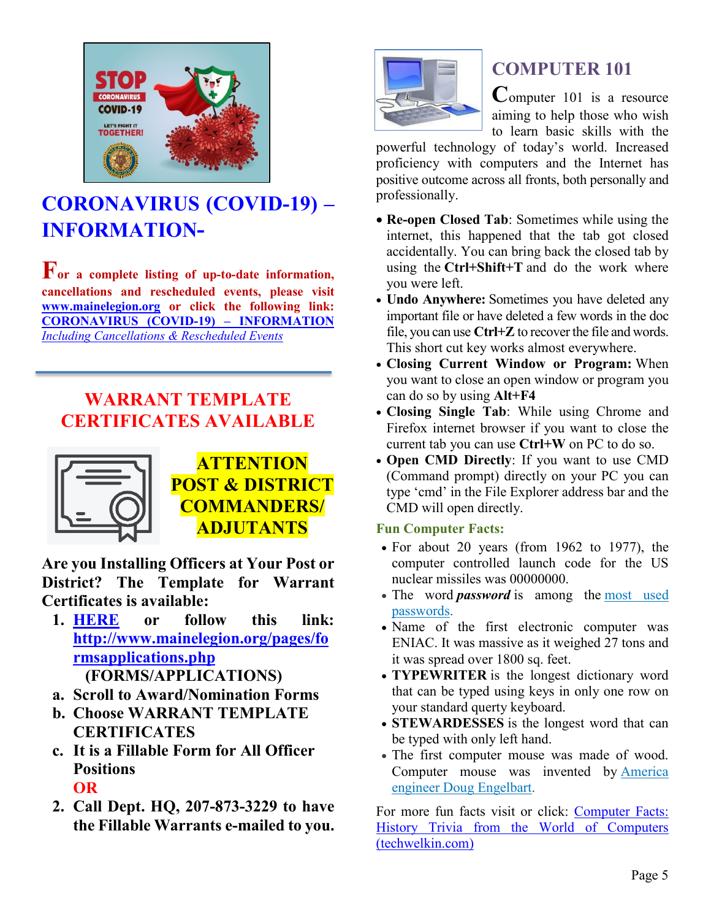# CORONAVIRUS (COVID-19) – INFORMATION-

**For a complete listing of up-to-date information, cancellations and rescheduled events, please visit [www.mainelegion.org](http://www.mainelegion.org) or click the following link: CORONAVIRUS (COVID-19) – INFORMATION** *Including Cancellations & Rescheduled Events*

---

## WARRANT TEMPLATE CERTIFICATES AVAILABLE

**ATTENTION POST & DISTRICT COMMANDERS/ ADJUTANTS**

**Are you Installing Officers at Your Post or District? The Template for Warrant Certificates is available:**

1. **HERE or follow this link: http://www.mainelegion.org/pages/formsapplications.php (FORMS/APPLICATIONS)**
   - a. **Scroll to Award/Nomination Forms**
   - b. **Choose WARRANT TEMPLATE CERTIFICATES**
   - c. **It is a Fillable Form for All Officer Positions**

   **OR**

2. **Call Dept. HQ, 207-873-3229 to have the Fillable Warrants e-mailed to you.**

## COMPUTER 101

Computer 101 is a resource aiming to help those who wish to learn basic skills with the powerful technology of today's world. Increased proficiency with computers and the Internet has positive outcome across all fronts, both personally and professionally.

- **Re-open Closed Tab**: Sometimes while using the internet, this happened that the tab got closed accidentally. You can bring back the closed tab by using the **Ctrl+Shift+T** and do the work where you were left.
- **Undo Anywhere:** Sometimes you have deleted any important file or have deleted a few words in the doc file, you can use **Ctrl+Z** to recover the file and words. This short cut key works almost everywhere.
- **Closing Current Window or Program:** When you want to close an open window or program you can do so by using **Alt+F4**
- **Closing Single Tab**: While using Chrome and Firefox internet browser if you want to close the current tab you can use **Ctrl+W** on PC to do so.
- **Open CMD Directly**: If you want to use CMD (Command prompt) directly on your PC you can type 'cmd' in the File Explorer address bar and the CMD will open directly.

### Fun Computer Facts:

- For about 20 years (from 1962 to 1977), the computer controlled launch code for the US nuclear missiles was 00000000.
- The word ***password*** is among the most used passwords.
- Name of the first electronic computer was ENIAC. It was massive as it weighed 27 tons and it was spread over 1800 sq. feet.
- **TYPEWRITER** is the longest dictionary word that can be typed using keys in only one row on your standard querty keyboard.
- **STEWARDESSES** is the longest word that can be typed with only left hand.
- The first computer mouse was made of wood. Computer mouse was invented by America engineer Doug Engelbart.

For more fun facts visit or click: Computer Facts: History Trivia from the World of Computers (techwelkin.com)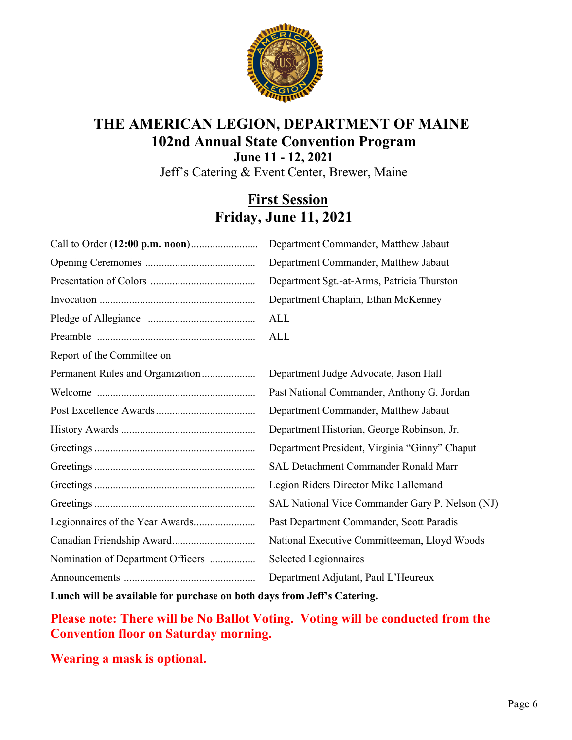# THE AMERICAN LEGION, DEPARTMENT OF MAINE
## 102nd Annual State Convention Program
### June 11 - 12, 2021
Jeff's Catering & Event Center, Brewer, Maine

## First Session
## Friday, June 11, 2021

| | |
|---|---|
| Call to Order (**12:00 p.m. noon**)......................... | Department Commander, Matthew Jabaut |
| Opening Ceremonies ......................................... | Department Commander, Matthew Jabaut |
| Presentation of Colors ....................................... | Department Sgt.-at-Arms, Patricia Thurston |
| Invocation .......................................................... | Department Chaplain, Ethan McKenney |
| Pledge of Allegiance ........................................ | ALL |
| Preamble ........................................................... | ALL |
| Report of the Committee on Permanent Rules and Organization.................... | Department Judge Advocate, Jason Hall |
| Welcome ........................................................... | Past National Commander, Anthony G. Jordan |
| Post Excellence Awards..................................... | Department Commander, Matthew Jabaut |
| History Awards .................................................. | Department Historian, George Robinson, Jr. |
| Greetings ............................................................ | Department President, Virginia "Ginny" Chaput |
| Greetings ............................................................ | SAL Detachment Commander Ronald Marr |
| Greetings ............................................................ | Legion Riders Director Mike Lallemand |
| Greetings ............................................................ | SAL National Vice Commander Gary P. Nelson (NJ) |
| Legionnaires of the Year Awards....................... | Past Department Commander, Scott Paradis |
| Canadian Friendship Award............................... | National Executive Committeeman, Lloyd Woods |
| Nomination of Department Officers ................. | Selected Legionnaires |
| Announcements ................................................. | Department Adjutant, Paul L'Heureux |

**Lunch will be available for purchase on both days from Jeff's Catering.**

**Please note: There will be No Ballot Voting. Voting will be conducted from the Convention floor on Saturday morning.**

**Wearing a mask is optional.**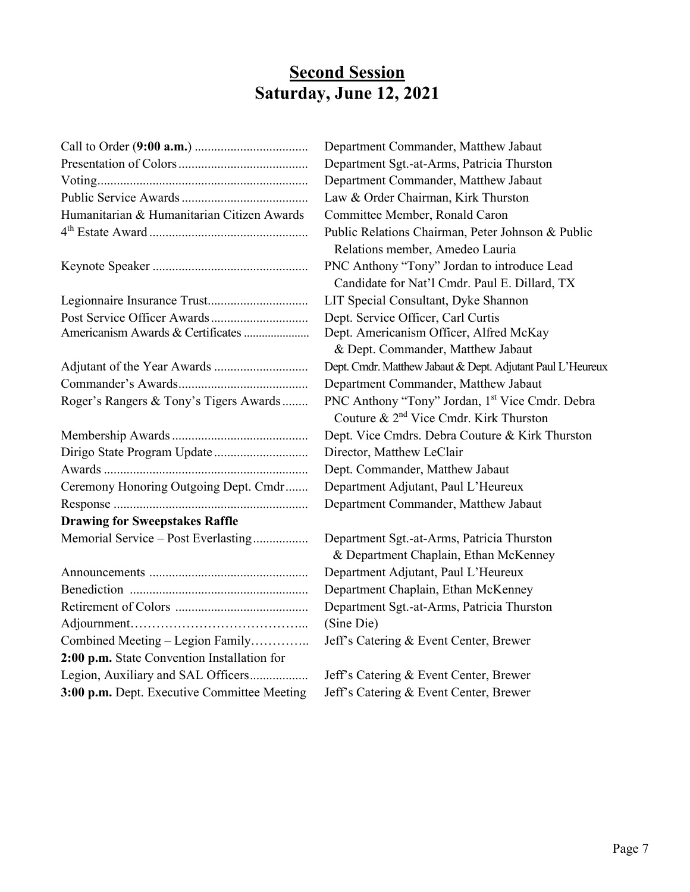## Second Session
## Saturday, June 12, 2021

| | |
|---|---|
| Call to Order (**9:00 a.m.**) | Department Commander, Matthew Jabaut |
| Presentation of Colors | Department Sgt.-at-Arms, Patricia Thurston |
| Voting | Department Commander, Matthew Jabaut |
| Public Service Awards | Law & Order Chairman, Kirk Thurston |
| Humanitarian & Humanitarian Citizen Awards | Committee Member, Ronald Caron |
| 4th Estate Award | Public Relations Chairman, Peter Johnson & Public Relations member, Amedeo Lauria |
| Keynote Speaker | PNC Anthony "Tony" Jordan to introduce Lead Candidate for Nat'l Cmdr. Paul E. Dillard, TX |
| Legionnaire Insurance Trust | LIT Special Consultant, Dyke Shannon |
| Post Service Officer Awards | Dept. Service Officer, Carl Curtis |
| Americanism Awards & Certificates | Dept. Americanism Officer, Alfred McKay & Dept. Commander, Matthew Jabaut |
| Adjutant of the Year Awards | Dept. Cmdr. Matthew Jabaut & Dept. Adjutant Paul L'Heureux |
| Commander's Awards | Department Commander, Matthew Jabaut |
| Roger's Rangers & Tony's Tigers Awards | PNC Anthony "Tony" Jordan, 1st Vice Cmdr. Debra Couture & 2nd Vice Cmdr. Kirk Thurston |
| Membership Awards | Dept. Vice Cmdrs. Debra Couture & Kirk Thurston |
| Dirigo State Program Update | Director, Matthew LeClair |
| Awards | Dept. Commander, Matthew Jabaut |
| Ceremony Honoring Outgoing Dept. Cmdr | Department Adjutant, Paul L'Heureux |
| Response | Department Commander, Matthew Jabaut |
| **Drawing for Sweepstakes Raffle** | |
| Memorial Service – Post Everlasting | Department Sgt.-at-Arms, Patricia Thurston & Department Chaplain, Ethan McKenney |
| Announcements | Department Adjutant, Paul L'Heureux |
| Benediction | Department Chaplain, Ethan McKenney |
| Retirement of Colors | Department Sgt.-at-Arms, Patricia Thurston |
| Adjournment | (Sine Die) |
| Combined Meeting – Legion Family | Jeff's Catering & Event Center, Brewer |
| **2:00 p.m.** State Convention Installation for Legion, Auxiliary and SAL Officers | Jeff's Catering & Event Center, Brewer |
| **3:00 p.m.** Dept. Executive Committee Meeting | Jeff's Catering & Event Center, Brewer |